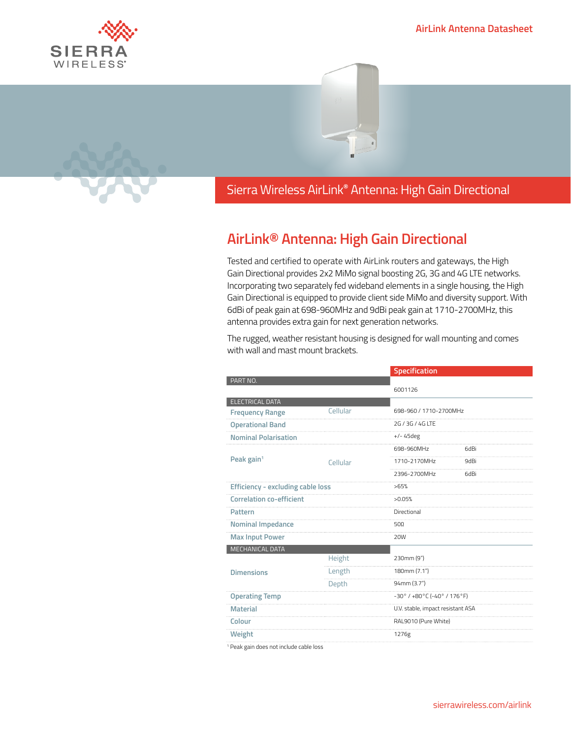AirLink Antenna Datasheet

# Sierra Wireless AirLink® Antenna: High Gain Directional

## AirLink® Antenna: High Gain Directional

Tested and certified to operate with AirLink routers and gateways, the High Gain Directional provides 2x2 MiMo signal boosting 2G, 3G and 4G LTE networks. Incorporating two separately fed wideband elements in a single housing, the High Gain Directional is equipped to provide client side MiMo and diversity support. With 6dBi of peak gain at 698-960MHz and 9dBi peak gain at 1710-2700MHz, this antenna provides extra gain for next generation networks.

The rugged, weather resistant housing is designed for wall mounting and comes with wall and mast mount brackets.

| | | Specification | |
|---|---|---|---|
| **PART NO.** | | 6001126 | |
| **ELECTRICAL DATA** | | | |
| Frequency Range | Cellular | 698-960 / 1710-2700MHz | |
| Operational Band | | 2G / 3G / 4G LTE | |
| Nominal Polarisation | | +/- 45deg | |
| Peak gain[1] | Cellular | 698-960MHz | 6dBi |
| | | 1710-2170MHz | 9dBi |
| | | 2396-2700MHz | 6dBi |
| Efficiency - excluding cable loss | | >65% | |
| Correlation co-efficient | | >0.05% | |
| Pattern | | Directional | |
| Nominal Impedance | | 50Ω | |
| Max Input Power | | 20W | |
| **MECHANICAL DATA** | | | |
| Dimensions | Height | 230mm (9") | |
| | Length | 180mm (7.1") | |
| | Depth | 94mm (3.7") | |
| Operating Temp | | -30° / +80°C (-40° / 176°F) | |
| Material | | U.V. stable, impact resistant ASA | |
| Colour | | RAL9010 (Pure White) | |
| Weight | | 1276g | |

[1] Peak gain does not include cable loss

sierrawireless.com/airlink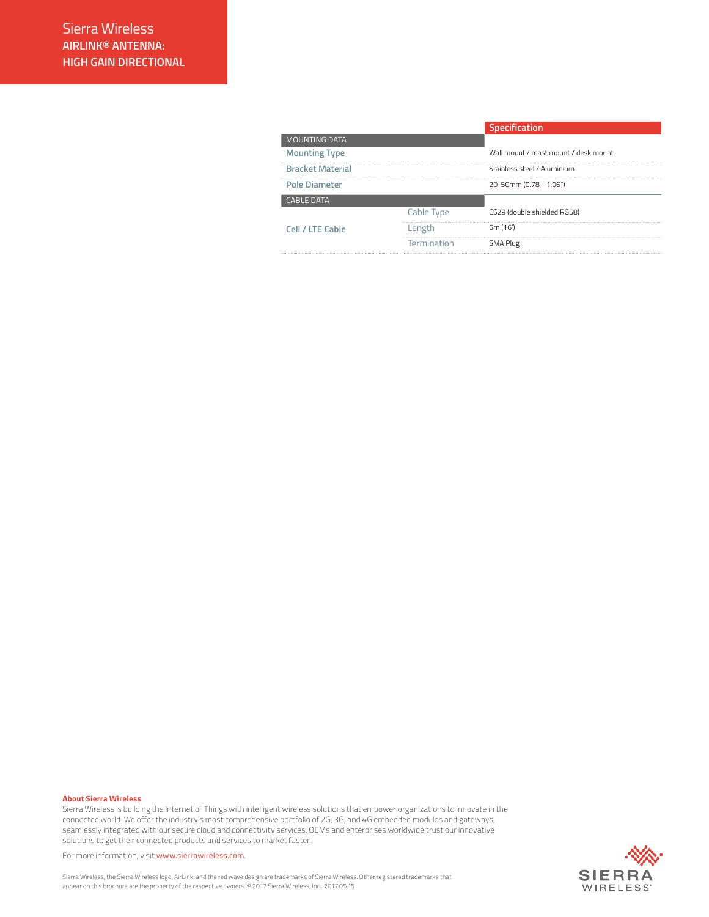| | | Specification |
|---|---|---|
| MOUNTING DATA | | |
| Mounting Type | | Wall mount / mast mount / desk mount |
| Bracket Material | | Stainless steel / Aluminium |
| Pole Diameter | | 20-50mm (0.78 - 1.96") |
| CABLE DATA | | |
| Cell / LTE Cable | Cable Type | CS29 (double shielded RG58) |
| | Length | 5m (16') |
| | Termination | SMA Plug |

**About Sierra Wireless**

Sierra Wireless is building the Internet of Things with intelligent wireless solutions that empower organizations to innovate in the connected world. We offer the industry's most comprehensive portfolio of 2G, 3G, and 4G embedded modules and gateways, seamlessly integrated with our secure cloud and connectivity services. OEMs and enterprises worldwide trust our innovative solutions to get their connected products and services to market faster.

For more information, visit www.sierrawireless.com.

Sierra Wireless, the Sierra Wireless logo, AirLink, and the red wave design are trademarks of Sierra Wireless. Other registered trademarks that appear on this brochure are the property of the respective owners. © 2017 Sierra Wireless, Inc. 2017.05.15